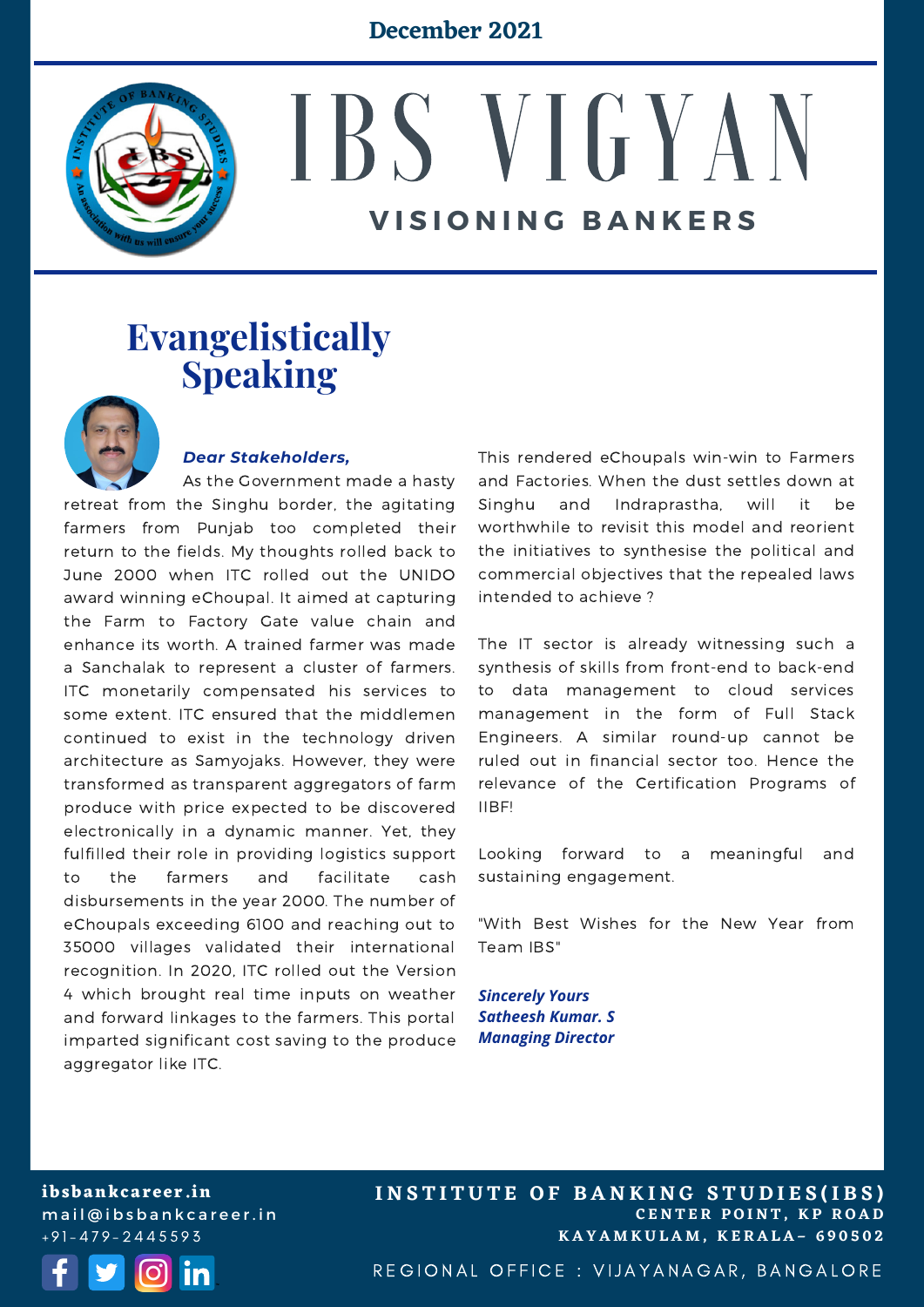December 2021

# IBS VIGYAN

## VISIONING BANKERS

## Evangelistically Speaking

***Dear Stakeholders,***

As the Government made a hasty retreat from the Singhu border, the agitating farmers from Punjab too completed their return to the fields. My thoughts rolled back to June 2000 when ITC rolled out the UNIDO award winning eChoupal. It aimed at capturing the Farm to Factory Gate value chain and enhance its worth. A trained farmer was made a Sanchalak to represent a cluster of farmers. ITC monetarily compensated his services to some extent. ITC ensured that the middlemen continued to exist in the technology driven architecture as Samyojaks. However, they were transformed as transparent aggregators of farm produce with price expected to be discovered electronically in a dynamic manner. Yet, they fulfilled their role in providing logistics support to the farmers and facilitate cash disbursements in the year 2000. The number of eChoupals exceeding 6100 and reaching out to 35000 villages validated their international recognition. In 2020, ITC rolled out the Version 4 which brought real time inputs on weather and forward linkages to the farmers. This portal imparted significant cost saving to the produce aggregator like ITC.

This rendered eChoupals win-win to Farmers and Factories. When the dust settles down at Singhu and Indraprastha, will it be worthwhile to revisit this model and reorient the initiatives to synthesise the political and commercial objectives that the repealed laws intended to achieve ?

The IT sector is already witnessing such a synthesis of skills from front-end to back-end to data management to cloud services management in the form of Full Stack Engineers. A similar round-up cannot be ruled out in financial sector too. Hence the relevance of the Certification Programs of IIBF!

Looking forward to a meaningful and sustaining engagement.

"With Best Wishes for the New Year from Team IBS"

***Sincerely Yours***
***Satheesh Kumar. S***
***Managing Director***

**ibsbankcareer.in**
mail@ibsbankcareer.in
+91-479-2445593

**INSTITUTE OF BANKING STUDIES(IBS)**
**CENTER POINT, KP ROAD**
**KAYAMKULAM, KERALA– 690502**

REGIONAL OFFICE : VIJAYANAGAR, BANGALORE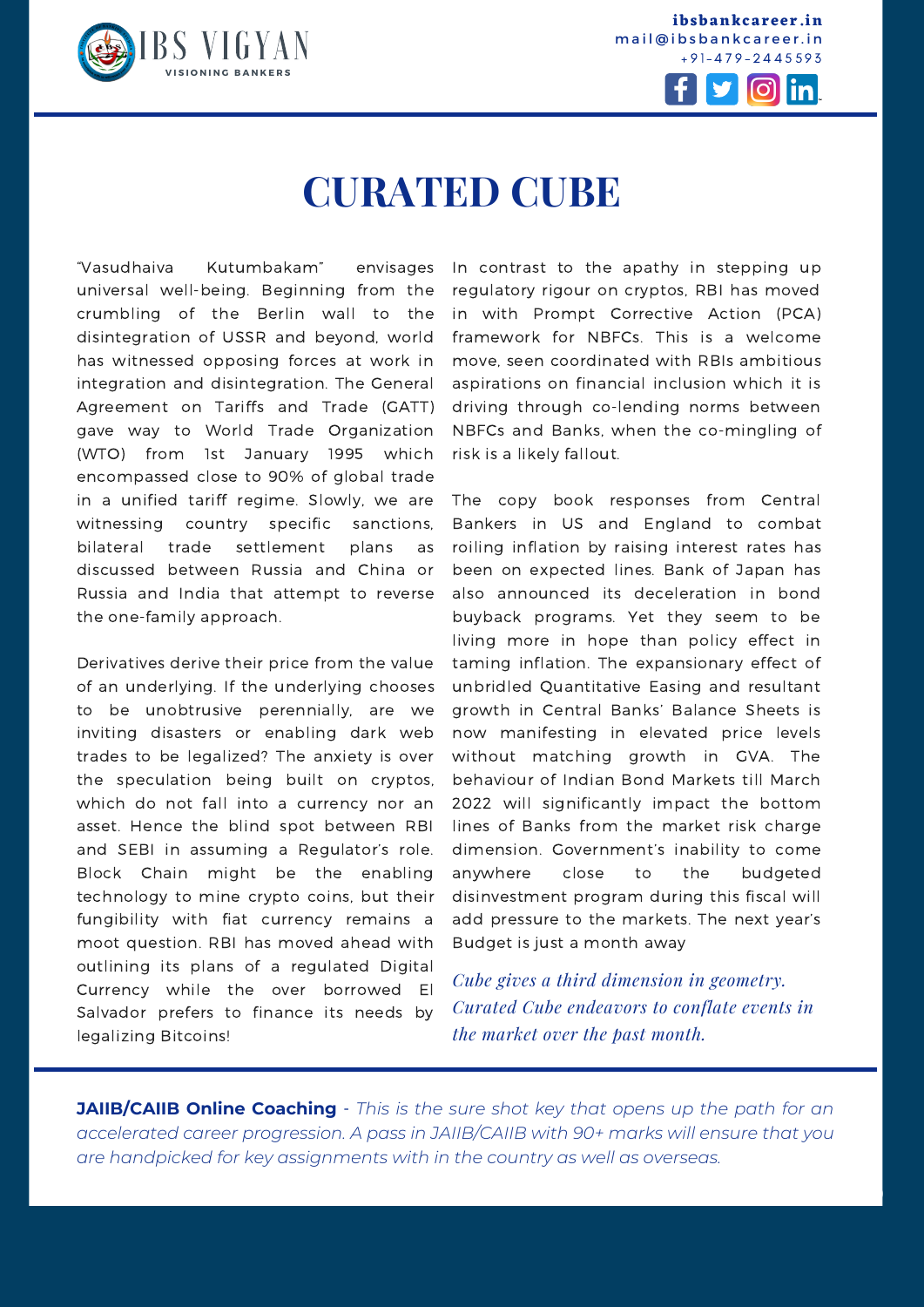# CURATED CUBE

"Vasudhaiva Kutumbakam" envisages universal well-being. Beginning from the crumbling of the Berlin wall to the disintegration of USSR and beyond, world has witnessed opposing forces at work in integration and disintegration. The General Agreement on Tariffs and Trade (GATT) gave way to World Trade Organization (WTO) from 1st January 1995 which encompassed close to 90% of global trade in a unified tariff regime. Slowly, we are witnessing country specific sanctions, bilateral trade settlement plans as discussed between Russia and China or Russia and India that attempt to reverse the one-family approach.

Derivatives derive their price from the value of an underlying. If the underlying chooses to be unobtrusive perennially, are we inviting disasters or enabling dark web trades to be legalized? The anxiety is over the speculation being built on cryptos, which do not fall into a currency nor an asset. Hence the blind spot between RBI and SEBI in assuming a Regulator's role. Block Chain might be the enabling technology to mine crypto coins, but their fungibility with fiat currency remains a moot question. RBI has moved ahead with outlining its plans of a regulated Digital Currency while the over borrowed El Salvador prefers to finance its needs by legalizing Bitcoins!

In contrast to the apathy in stepping up regulatory rigour on cryptos, RBI has moved in with Prompt Corrective Action (PCA) framework for NBFCs. This is a welcome move, seen coordinated with RBIs ambitious aspirations on financial inclusion which it is driving through co-lending norms between NBFCs and Banks, when the co-mingling of risk is a likely fallout.

The copy book responses from Central Bankers in US and England to combat roiling inflation by raising interest rates has been on expected lines. Bank of Japan has also announced its deceleration in bond buyback programs. Yet they seem to be living more in hope than policy effect in taming inflation. The expansionary effect of unbridled Quantitative Easing and resultant growth in Central Banks' Balance Sheets is now manifesting in elevated price levels without matching growth in GVA. The behaviour of Indian Bond Markets till March 2022 will significantly impact the bottom lines of Banks from the market risk charge dimension. Government's inability to come anywhere close to the budgeted disinvestment program during this fiscal will add pressure to the markets. The next year's Budget is just a month away

*Cube gives a third dimension in geometry. Curated Cube endeavors to conflate events in the market over the past month.*

**JAIIB/CAIIB Online Coaching** - *This is the sure shot key that opens up the path for an accelerated career progression. A pass in JAIIB/CAIIB with 90+ marks will ensure that you are handpicked for key assignments with in the country as well as overseas.*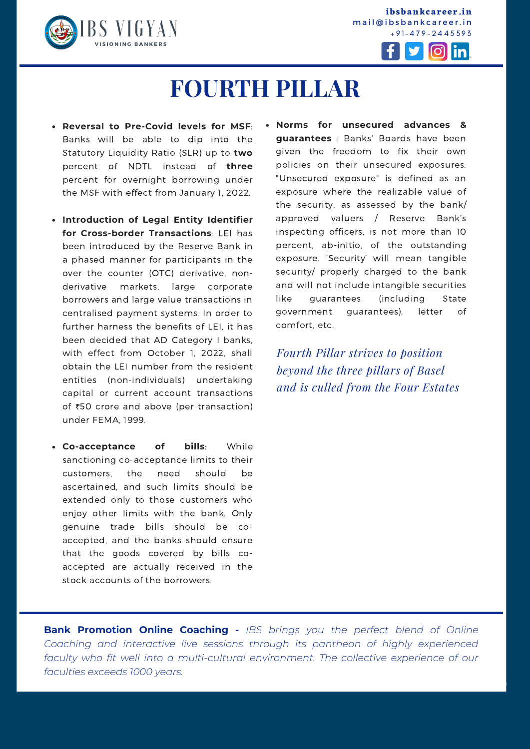# FOURTH PILLAR

- **Reversal to Pre-Covid levels for MSF**: Banks will be able to dip into the Statutory Liquidity Ratio (SLR) up to **two** percent of NDTL instead of **three** percent for overnight borrowing under the MSF with effect from January 1, 2022.

- **Introduction of Legal Entity Identifier for Cross-border Transactions**: LEI has been introduced by the Reserve Bank in a phased manner for participants in the over the counter (OTC) derivative, non-derivative markets, large corporate borrowers and large value transactions in centralised payment systems. In order to further harness the benefits of LEI, it has been decided that AD Category I banks, with effect from October 1, 2022, shall obtain the LEI number from the resident entities (non-individuals) undertaking capital or current account transactions of ₹50 crore and above (per transaction) under FEMA, 1999.

- **Co-acceptance of bills**: While sanctioning co-acceptance limits to their customers, the need should be ascertained, and such limits should be extended only to those customers who enjoy other limits with the bank. Only genuine trade bills should be co-accepted, and the banks should ensure that the goods covered by bills co-accepted are actually received in the stock accounts of the borrowers.

- **Norms for unsecured advances & guarantees** : Banks' Boards have been given the freedom to fix their own policies on their unsecured exposures. "Unsecured exposure" is defined as an exposure where the realizable value of the security, as assessed by the bank/ approved valuers / Reserve Bank's inspecting officers, is not more than 10 percent, ab-initio, of the outstanding exposure. 'Security' will mean tangible security/ properly charged to the bank and will not include intangible securities like guarantees (including State government guarantees), letter of comfort, etc.

*Fourth Pillar strives to position beyond the three pillars of Basel and is culled from the Four Estates*

**Bank Promotion Online Coaching -** *IBS brings you the perfect blend of Online Coaching and interactive live sessions through its pantheon of highly experienced faculty who fit well into a multi-cultural environment. The collective experience of our faculties exceeds 1000 years.*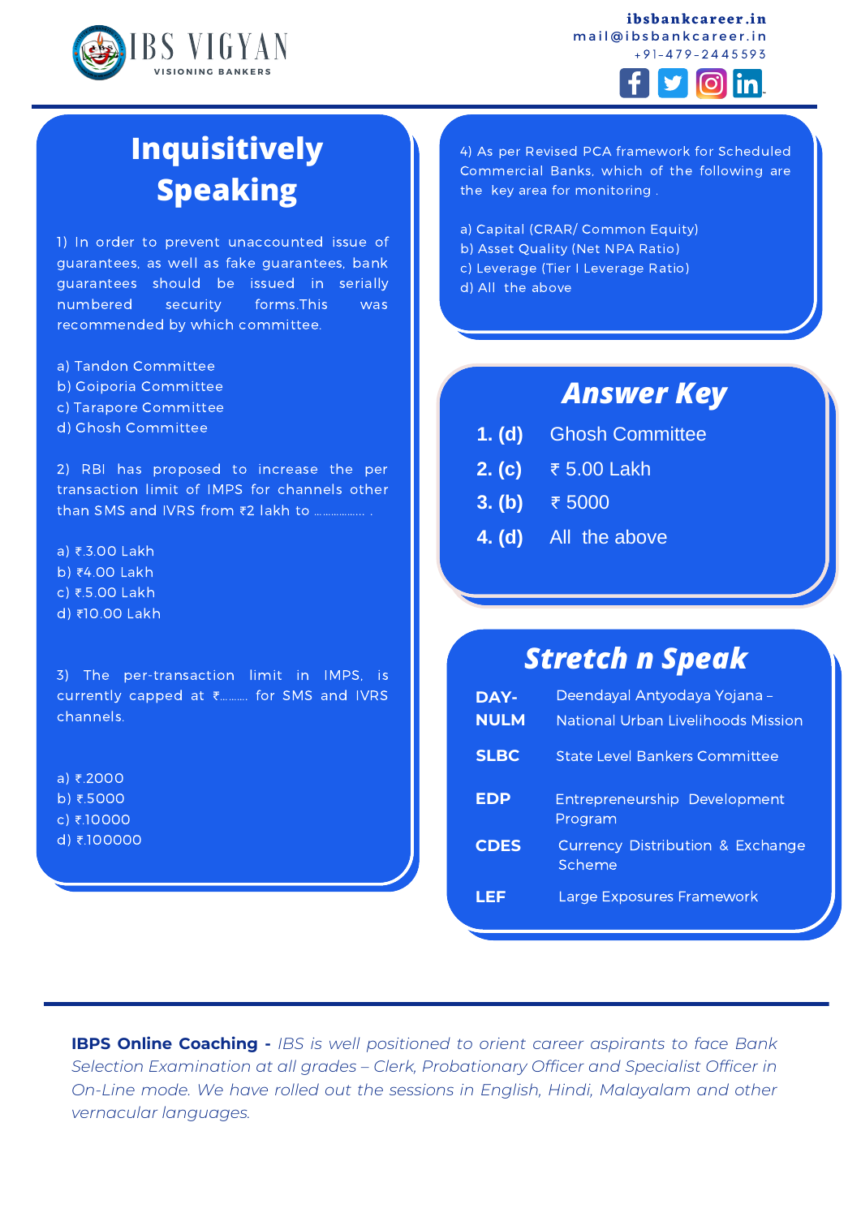# Inquisitively Speaking

1) In order to prevent unaccounted issue of guarantees, as well as fake guarantees, bank guarantees should be issued in serially numbered security forms.This was recommended by which committee.

a) Tandon Committee
b) Goiporia Committee
c) Tarapore Committee
d) Ghosh Committee

2) RBI has proposed to increase the per transaction limit of IMPS for channels other than SMS and IVRS from ₹2 lakh to ................ .

a) ₹.3.00 Lakh
b) ₹4.00 Lakh
c) ₹.5.00 Lakh
d) ₹10.00 Lakh

3) The per-transaction limit in IMPS, is currently capped at ₹......... for SMS and IVRS channels.

a) ₹.2000
b) ₹.5000
c) ₹.10000
d) ₹.100000

4) As per Revised PCA framework for Scheduled Commercial Banks, which of the following are the key area for monitoring .

a) Capital (CRAR/ Common Equity)
b) Asset Quality (Net NPA Ratio)
c) Leverage (Tier I Leverage Ratio)
d) All the above

## *Answer Key*

**1. (d)** Ghosh Committee
**2. (c)** ₹ 5.00 Lakh
**3. (b)** ₹ 5000
**4. (d)** All the above

## *Stretch n Speak*

| | |
|---|---|
| **DAY-NULM** | Deendayal Antyodaya Yojana – National Urban Livelihoods Mission |
| **SLBC** | State Level Bankers Committee |
| **EDP** | Entrepreneurship Development Program |
| **CDES** | Currency Distribution & Exchange Scheme |
| **LEF** | Large Exposures Framework |

**IBPS Online Coaching -** *IBS is well positioned to orient career aspirants to face Bank Selection Examination at all grades – Clerk, Probationary Officer and Specialist Officer in On-Line mode. We have rolled out the sessions in English, Hindi, Malayalam and other vernacular languages.*